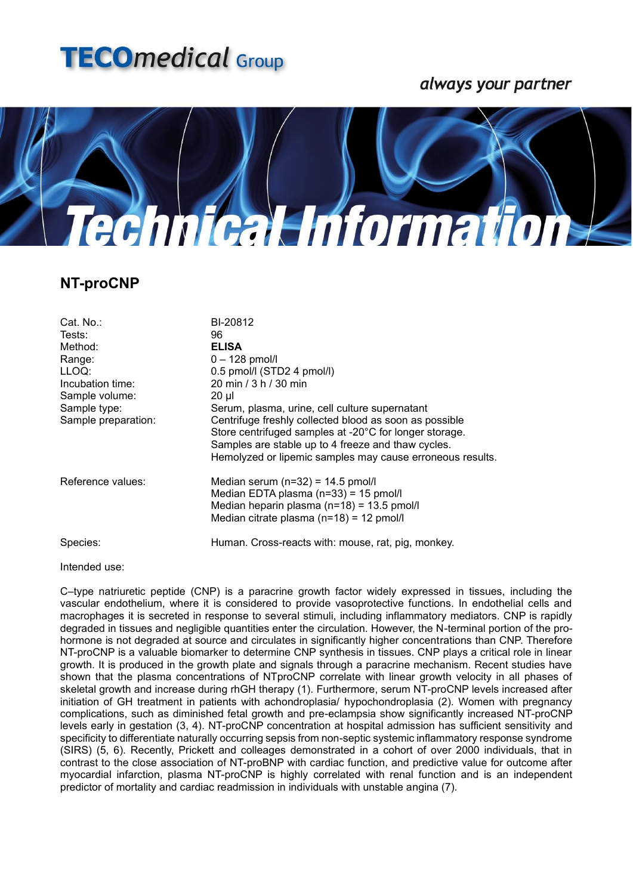**TECO***medical* Group

*always your partner*

# Technical Information

## NT-proCNP

| | |
|---|---|
| Cat. No.: | BI-20812 |
| Tests: | 96 |
| Method: | **ELISA** |
| Range: | 0 – 128 pmol/l |
| LLOQ: | 0.5 pmol/l (STD2 4 pmol/l) |
| Incubation time: | 20 min / 3 h / 30 min |
| Sample volume: | 20 µl |
| Sample type: | Serum, plasma, urine, cell culture supernatant |
| Sample preparation: | Centrifuge freshly collected blood as soon as possible<br>Store centrifuged samples at -20°C for longer storage.<br>Samples are stable up to 4 freeze and thaw cycles.<br>Hemolyzed or lipemic samples may cause erroneous results. |
| Reference values: | Median serum (n=32) = 14.5 pmol/l<br>Median EDTA plasma (n=33) = 15 pmol/l<br>Median heparin plasma (n=18) = 13.5 pmol/l<br>Median citrate plasma (n=18) = 12 pmol/l |
| Species: | Human. Cross-reacts with: mouse, rat, pig, monkey. |

Intended use:

C–type natriuretic peptide (CNP) is a paracrine growth factor widely expressed in tissues, including the vascular endothelium, where it is considered to provide vasoprotective functions. In endothelial cells and macrophages it is secreted in response to several stimuli, including inflammatory mediators. CNP is rapidly degraded in tissues and negligible quantities enter the circulation. However, the N-terminal portion of the pro-hormone is not degraded at source and circulates in significantly higher concentrations than CNP. Therefore NT-proCNP is a valuable biomarker to determine CNP synthesis in tissues. CNP plays a critical role in linear growth. It is produced in the growth plate and signals through a paracrine mechanism. Recent studies have shown that the plasma concentrations of NTproCNP correlate with linear growth velocity in all phases of skeletal growth and increase during rhGH therapy (1). Furthermore, serum NT-proCNP levels increased after initiation of GH treatment in patients with achondroplasia/ hypochondroplasia (2). Women with pregnancy complications, such as diminished fetal growth and pre-eclampsia show significantly increased NT-proCNP levels early in gestation (3, 4). NT-proCNP concentration at hospital admission has sufficient sensitivity and specificity to differentiate naturally occurring sepsis from non-septic systemic inflammatory response syndrome (SIRS) (5, 6). Recently, Prickett and colleages demonstrated in a cohort of over 2000 individuals, that in contrast to the close association of NT-proBNP with cardiac function, and predictive value for outcome after myocardial infarction, plasma NT-proCNP is highly correlated with renal function and is an independent predictor of mortality and cardiac readmission in individuals with unstable angina (7).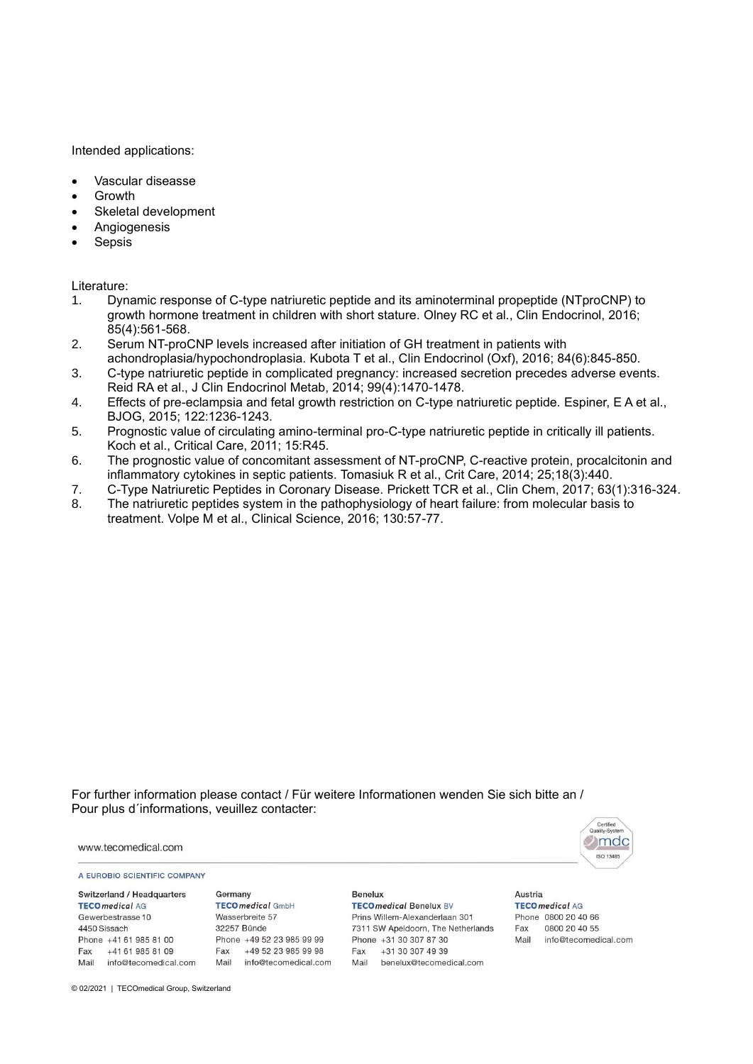Intended applications:

- Vascular diseasse
- Growth
- Skeletal development
- Angiogenesis
- Sepsis

Literature:

1. Dynamic response of C-type natriuretic peptide and its aminoterminal propeptide (NTproCNP) to growth hormone treatment in children with short stature. Olney RC et al., Clin Endocrinol, 2016; 85(4):561-568.
2. Serum NT-proCNP levels increased after initiation of GH treatment in patients with achondroplasia/hypochondroplasia. Kubota T et al., Clin Endocrinol (Oxf), 2016; 84(6):845-850.
3. C-type natriuretic peptide in complicated pregnancy: increased secretion precedes adverse events. Reid RA et al., J Clin Endocrinol Metab, 2014; 99(4):1470-1478.
4. Effects of pre-eclampsia and fetal growth restriction on C-type natriuretic peptide. Espiner, E A et al., BJOG, 2015; 122:1236-1243.
5. Prognostic value of circulating amino-terminal pro-C-type natriuretic peptide in critically ill patients. Koch et al., Critical Care, 2011; 15:R45.
6. The prognostic value of concomitant assessment of NT-proCNP, C-reactive protein, procalcitonin and inflammatory cytokines in septic patients. Tomasiuk R et al., Crit Care, 2014; 25;18(3):440.
7. C-Type Natriuretic Peptides in Coronary Disease. Prickett TCR et al., Clin Chem, 2017; 63(1):316-324.
8. The natriuretic peptides system in the pathophysiology of heart failure: from molecular basis to treatment. Volpe M et al., Clinical Science, 2016; 130:57-77.

For further information please contact / Für weitere Informationen wenden Sie sich bitte an / Pour plus d´informations, veuillez contacter:

www.tecomedical.com

Certified Quality-System mdc ISO 13485

A EUROBIO SCIENTIFIC COMPANY

**Switzerland / Headquarters**
**TECO*medical* AG**
Gewerbestrasse 10
4450 Sissach
Phone +41 61 985 81 00
Fax +41 61 985 81 09
Mail info@tecomedical.com

**Germany**
**TECO*medical* GmbH**
Wasserbreite 57
32257 Bünde
Phone +49 52 23 985 99 99
Fax +49 52 23 985 99 98
Mail info@tecomedical.com

**Benelux**
**TECO*medical* Benelux BV**
Prins Willem-Alexanderlaan 301
7311 SW Apeldoorn, The Netherlands
Phone +31 30 307 87 30
Fax +31 30 307 49 39
Mail benelux@tecomedical.com

**Austria**
**TECO*medical* AG**
Phone 0800 20 40 66
Fax 0800 20 40 55
Mail info@tecomedical.com

© 02/2021 | TECOmedical Group, Switzerland